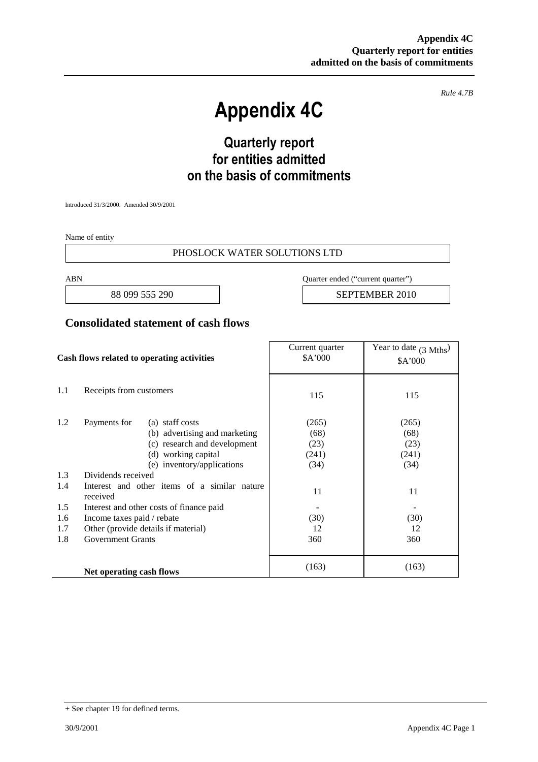*Rule 4.7B*

# Appendix 4C

## Quarterly report for entities admitted on the basis of commitments

Introduced 31/3/2000. Amended 30/9/2001

Name of entity

| PHOSLOCK WATER SOLUTIONS LTD |
|---|

| ABN | Quarter ended ("current quarter") |
|---|---|
| 88 099 555 290 | SEPTEMBER 2010 |

## Consolidated statement of cash flows

| | Cash flows related to operating activities | | Current quarter $A'000 | Year to date (3 Mths) $A'000 |
|---|---|---|---|---|
| 1.1 | Receipts from customers | | 115 | 115 |
| 1.2 | Payments for | (a) staff costs | (265) | (265) |
| | | (b) advertising and marketing | (68) | (68) |
| | | (c) research and development | (23) | (23) |
| | | (d) working capital | (241) | (241) |
| | | (e) inventory/applications | (34) | (34) |
| 1.3 | Dividends received | | | |
| 1.4 | Interest and other items of a similar nature received | | 11 | 11 |
| 1.5 | Interest and other costs of finance paid | | - | - |
| 1.6 | Income taxes paid / rebate | | (30) | (30) |
| 1.7 | Other (provide details if material) | | 12 | 12 |
| 1.8 | Government Grants | | 360 | 360 |
| | **Net operating cash flows** | | (163) | (163) |

+ See chapter 19 for defined terms.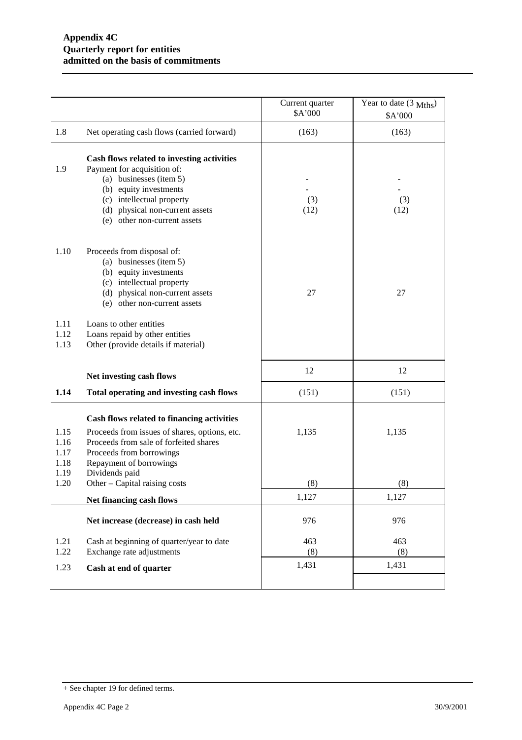**Appendix 4C**
**Quarterly report for entities**
**admitted on the basis of commitments**

| | | Current quarter $A'000 | Year to date (3 Mths) $A'000 |
|---|---|---|---|
| 1.8 | Net operating cash flows (carried forward) | (163) | (163) |
| | **Cash flows related to investing activities** | | |
| 1.9 | Payment for acquisition of: | | |
| | (a) businesses (item 5) | - | - |
| | (b) equity investments | - | - |
| | (c) intellectual property | (3) | (3) |
| | (d) physical non-current assets | (12) | (12) |
| | (e) other non-current assets | | |
| 1.10 | Proceeds from disposal of: | | |
| | (a) businesses (item 5) | | |
| | (b) equity investments | | |
| | (c) intellectual property | | |
| | (d) physical non-current assets | 27 | 27 |
| | (e) other non-current assets | | |
| 1.11 | Loans to other entities | | |
| 1.12 | Loans repaid by other entities | | |
| 1.13 | Other (provide details if material) | | |
| | **Net investing cash flows** | 12 | 12 |
| **1.14** | **Total operating and investing cash flows** | (151) | (151) |
| | **Cash flows related to financing activities** | | |
| 1.15 | Proceeds from issues of shares, options, etc. | 1,135 | 1,135 |
| 1.16 | Proceeds from sale of forfeited shares | | |
| 1.17 | Proceeds from borrowings | | |
| 1.18 | Repayment of borrowings | | |
| 1.19 | Dividends paid | | |
| 1.20 | Other – Capital raising costs | (8) | (8) |
| | **Net financing cash flows** | 1,127 | 1,127 |
| | **Net increase (decrease) in cash held** | 976 | 976 |
| 1.21 | Cash at beginning of quarter/year to date | 463 | 463 |
| 1.22 | Exchange rate adjustments | (8) | (8) |
| 1.23 | **Cash at end of quarter** | 1,431 | 1,431 |

+ See chapter 19 for defined terms.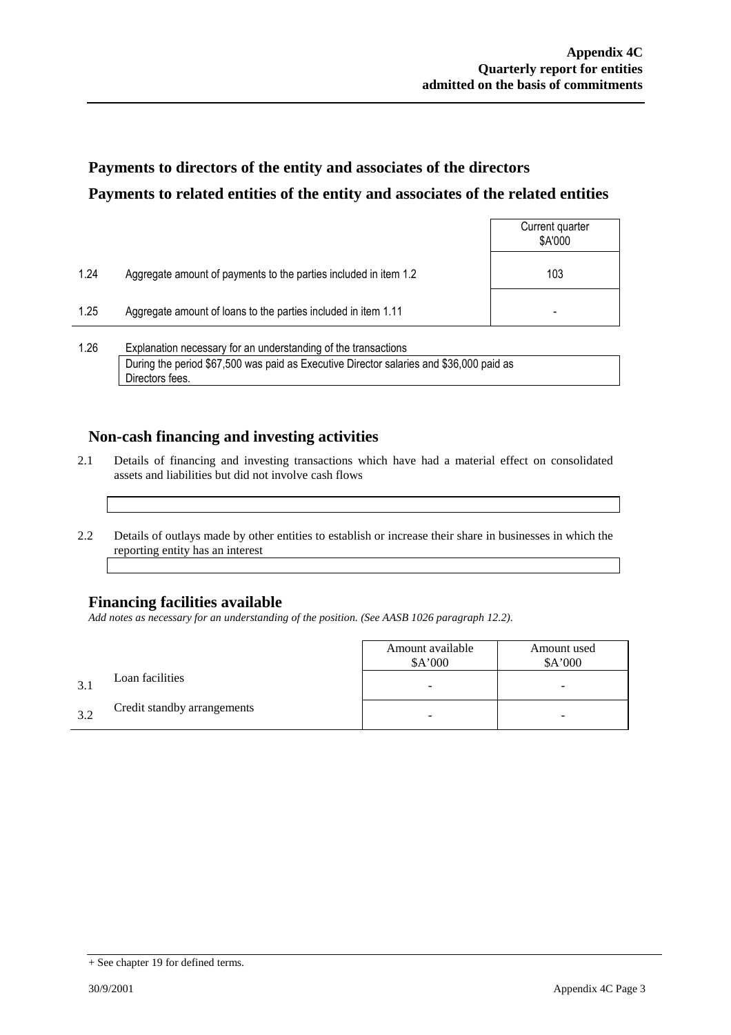## Payments to directors of the entity and associates of the directors

## Payments to related entities of the entity and associates of the related entities

| | | Current quarter $A'000 |
|---|---|---|
| 1.24 | Aggregate amount of payments to the parties included in item 1.2 | 103 |
| 1.25 | Aggregate amount of loans to the parties included in item 1.11 | - |

1.26 Explanation necessary for an understanding of the transactions

During the period $67,500 was paid as Executive Director salaries and $36,000 paid as Directors fees.

## Non-cash financing and investing activities

2.1 Details of financing and investing transactions which have had a material effect on consolidated assets and liabilities but did not involve cash flows

2.2 Details of outlays made by other entities to establish or increase their share in businesses in which the reporting entity has an interest

## Financing facilities available

*Add notes as necessary for an understanding of the position. (See AASB 1026 paragraph 12.2).*

| | | Amount available $A'000 | Amount used $A'000 |
|---|---|---|---|
| 3.1 | Loan facilities | - | - |
| 3.2 | Credit standby arrangements | - | - |

+ See chapter 19 for defined terms.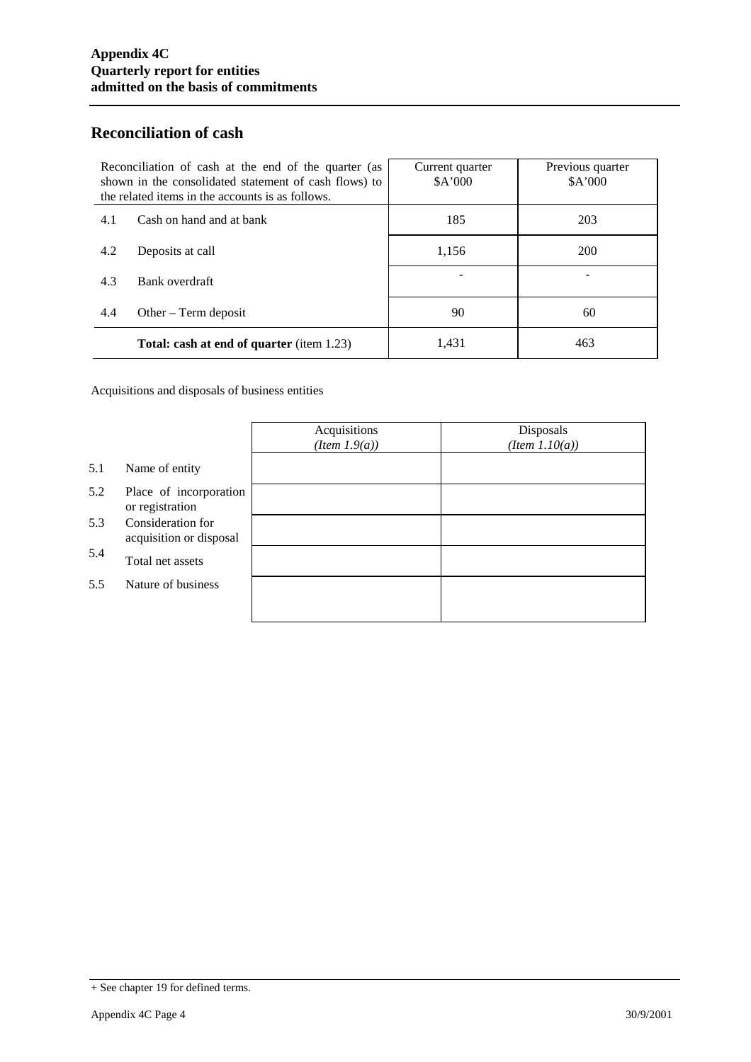## Reconciliation of cash

| Reconciliation of cash at the end of the quarter (as shown in the consolidated statement of cash flows) to the related items in the accounts is as follows. | | Current quarter $A'000 | Previous quarter $A'000 |
|---|---|---|---|
| 4.1 | Cash on hand and at bank | 185 | 203 |
| 4.2 | Deposits at call | 1,156 | 200 |
| 4.3 | Bank overdraft | - | - |
| 4.4 | Other – Term deposit | 90 | 60 |
| | **Total: cash at end of quarter** (item 1.23) | 1,431 | 463 |

Acquisitions and disposals of business entities

| | | Acquisitions *(Item 1.9(a))* | Disposals *(Item 1.10(a))* |
|---|---|---|---|
| 5.1 | Name of entity | | |
| 5.2 | Place of incorporation or registration | | |
| 5.3 | Consideration for acquisition or disposal | | |
| 5.4 | Total net assets | | |
| 5.5 | Nature of business | | |

+ See chapter 19 for defined terms.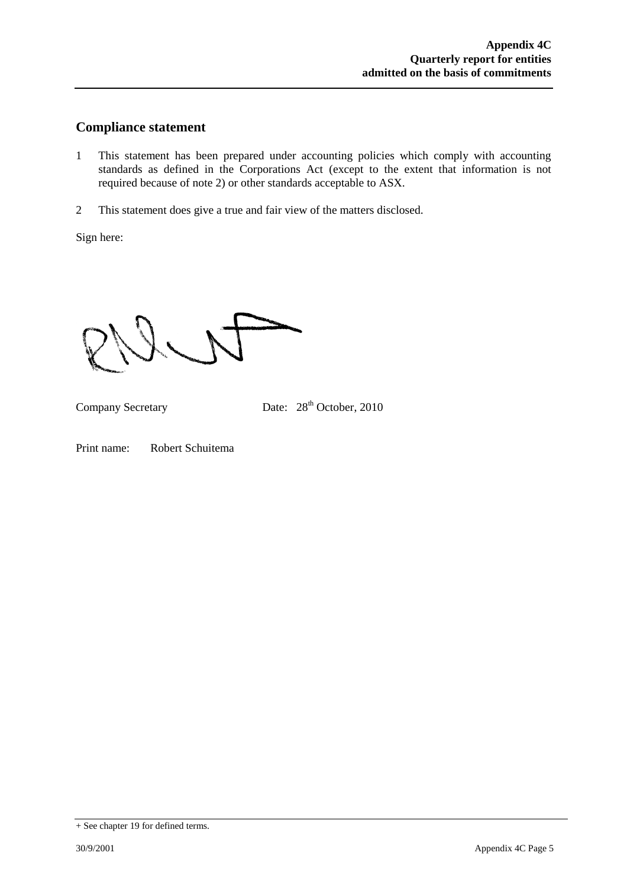## Compliance statement

1. This statement has been prepared under accounting policies which comply with accounting standards as defined in the Corporations Act (except to the extent that information is not required because of note 2) or other standards acceptable to ASX.

2. This statement does give a true and fair view of the matters disclosed.

Sign here:

Company Secretary Date: 28th October, 2010

Print name: Robert Schuitema

+ See chapter 19 for defined terms.